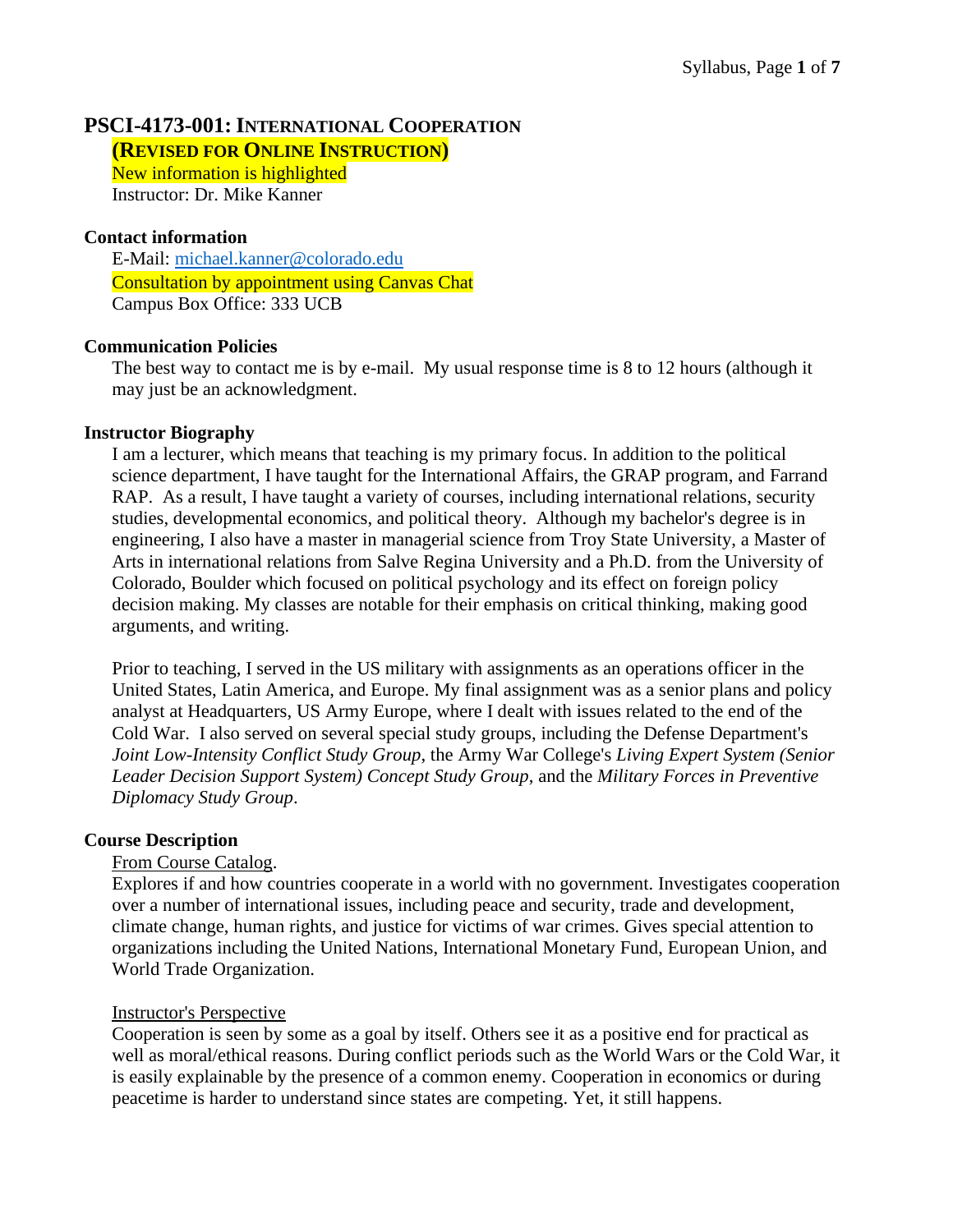# PSCI-4173-001: International Cooperation

**(Revised for Online Instruction)**

New information is highlighted

Instructor: Dr. Mike Kanner

## Contact information

E-Mail: michael.kanner@colorado.edu

Consultation by appointment using Canvas Chat

Campus Box Office: 333 UCB

## Communication Policies

The best way to contact me is by e-mail. My usual response time is 8 to 12 hours (although it may just be an acknowledgment.

## Instructor Biography

I am a lecturer, which means that teaching is my primary focus. In addition to the political science department, I have taught for the International Affairs, the GRAP program, and Farrand RAP. As a result, I have taught a variety of courses, including international relations, security studies, developmental economics, and political theory. Although my bachelor's degree is in engineering, I also have a master in managerial science from Troy State University, a Master of Arts in international relations from Salve Regina University and a Ph.D. from the University of Colorado, Boulder which focused on political psychology and its effect on foreign policy decision making. My classes are notable for their emphasis on critical thinking, making good arguments, and writing.

Prior to teaching, I served in the US military with assignments as an operations officer in the United States, Latin America, and Europe. My final assignment was as a senior plans and policy analyst at Headquarters, US Army Europe, where I dealt with issues related to the end of the Cold War. I also served on several special study groups, including the Defense Department's *Joint Low-Intensity Conflict Study Group*, the Army War College's *Living Expert System (Senior Leader Decision Support System) Concept Study Group*, and the *Military Forces in Preventive Diplomacy Study Group*.

## Course Description

From Course Catalog.

Explores if and how countries cooperate in a world with no government. Investigates cooperation over a number of international issues, including peace and security, trade and development, climate change, human rights, and justice for victims of war crimes. Gives special attention to organizations including the United Nations, International Monetary Fund, European Union, and World Trade Organization.

Instructor's Perspective

Cooperation is seen by some as a goal by itself. Others see it as a positive end for practical as well as moral/ethical reasons. During conflict periods such as the World Wars or the Cold War, it is easily explainable by the presence of a common enemy. Cooperation in economics or during peacetime is harder to understand since states are competing. Yet, it still happens.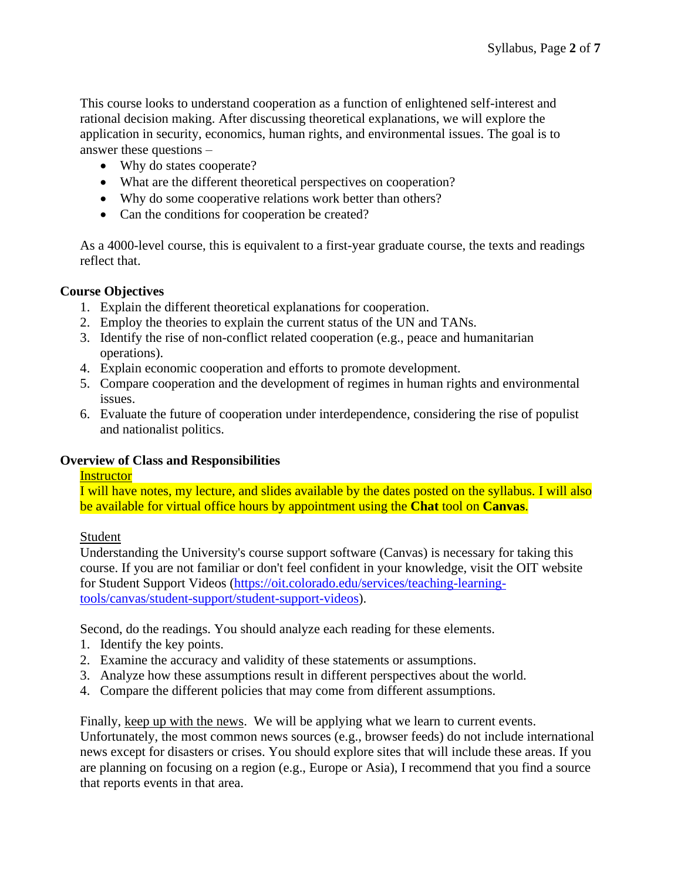This course looks to understand cooperation as a function of enlightened self-interest and rational decision making. After discussing theoretical explanations, we will explore the application in security, economics, human rights, and environmental issues. The goal is to answer these questions –

- Why do states cooperate?
- What are the different theoretical perspectives on cooperation?
- Why do some cooperative relations work better than others?
- Can the conditions for cooperation be created?

As a 4000-level course, this is equivalent to a first-year graduate course, the texts and readings reflect that.

## Course Objectives

1. Explain the different theoretical explanations for cooperation.
2. Employ the theories to explain the current status of the UN and TANs.
3. Identify the rise of non-conflict related cooperation (e.g., peace and humanitarian operations).
4. Explain economic cooperation and efforts to promote development.
5. Compare cooperation and the development of regimes in human rights and environmental issues.
6. Evaluate the future of cooperation under interdependence, considering the rise of populist and nationalist politics.

## Overview of Class and Responsibilities

Instructor

I will have notes, my lecture, and slides available by the dates posted on the syllabus. I will also be available for virtual office hours by appointment using the **Chat** tool on **Canvas**.

Student

Understanding the University's course support software (Canvas) is necessary for taking this course. If you are not familiar or don't feel confident in your knowledge, visit the OIT website for Student Support Videos (https://oit.colorado.edu/services/teaching-learning-tools/canvas/student-support/student-support-videos).

Second, do the readings. You should analyze each reading for these elements.

1. Identify the key points.
2. Examine the accuracy and validity of these statements or assumptions.
3. Analyze how these assumptions result in different perspectives about the world.
4. Compare the different policies that may come from different assumptions.

Finally, keep up with the news. We will be applying what we learn to current events. Unfortunately, the most common news sources (e.g., browser feeds) do not include international news except for disasters or crises. You should explore sites that will include these areas. If you are planning on focusing on a region (e.g., Europe or Asia), I recommend that you find a source that reports events in that area.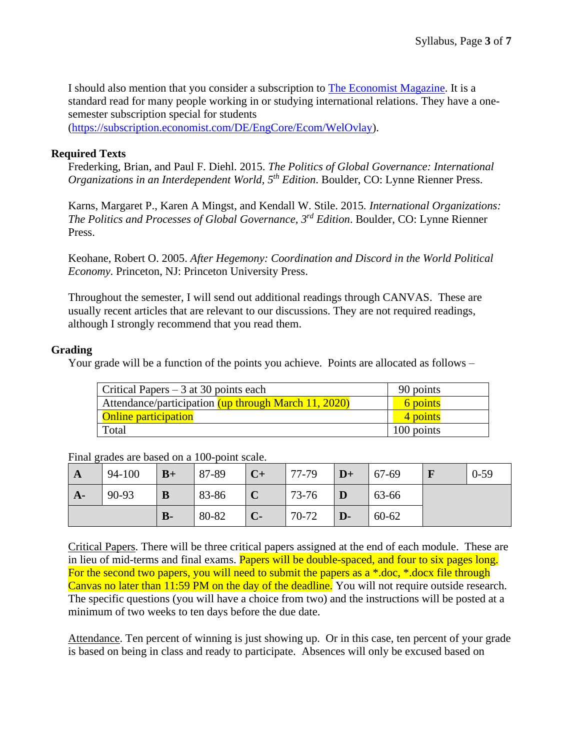I should also mention that you consider a subscription to [The Economist Magazine](https://www.economist.com). It is a standard read for many people working in or studying international relations. They have a one-semester subscription special for students (https://subscription.economist.com/DE/EngCore/Ecom/WelOvlay).

**Required Texts**

Frederking, Brian, and Paul F. Diehl. 2015. *The Politics of Global Governance: International Organizations in an Interdependent World, 5th Edition*. Boulder, CO: Lynne Rienner Press.

Karns, Margaret P., Karen A Mingst, and Kendall W. Stile. 2015. *International Organizations: The Politics and Processes of Global Governance, 3rd Edition*. Boulder, CO: Lynne Rienner Press.

Keohane, Robert O. 2005. *After Hegemony: Coordination and Discord in the World Political Economy*. Princeton, NJ: Princeton University Press.

Throughout the semester, I will send out additional readings through CANVAS. These are usually recent articles that are relevant to our discussions. They are not required readings, although I strongly recommend that you read them.

**Grading**

Your grade will be a function of the points you achieve. Points are allocated as follows –

| Item | Points |
|---|---|
| Critical Papers – 3 at 30 points each | 90 points |
| Attendance/participation (up through March 11, 2020) | 6 points |
| Online participation | 4 points |
| Total | 100 points |

Final grades are based on a 100-point scale.

| | | | | | | | | | |
|---|---|---|---|---|---|---|---|---|---|
| **A** | 94-100 | **B+** | 87-89 | **C+** | 77-79 | **D+** | 67-69 | **F** | 0-59 |
| **A-** | 90-93 | **B** | 83-86 | **C** | 73-76 | **D** | 63-66 | | |
| | | **B-** | 80-82 | **C-** | 70-72 | **D-** | 60-62 | | |

Critical Papers. There will be three critical papers assigned at the end of each module. These are in lieu of mid-terms and final exams. Papers will be double-spaced, and four to six pages long. For the second two papers, you will need to submit the papers as a *.doc, *.docx file through Canvas no later than 11:59 PM on the day of the deadline. You will not require outside research. The specific questions (you will have a choice from two) and the instructions will be posted at a minimum of two weeks to ten days before the due date.

Attendance. Ten percent of winning is just showing up. Or in this case, ten percent of your grade is based on being in class and ready to participate. Absences will only be excused based on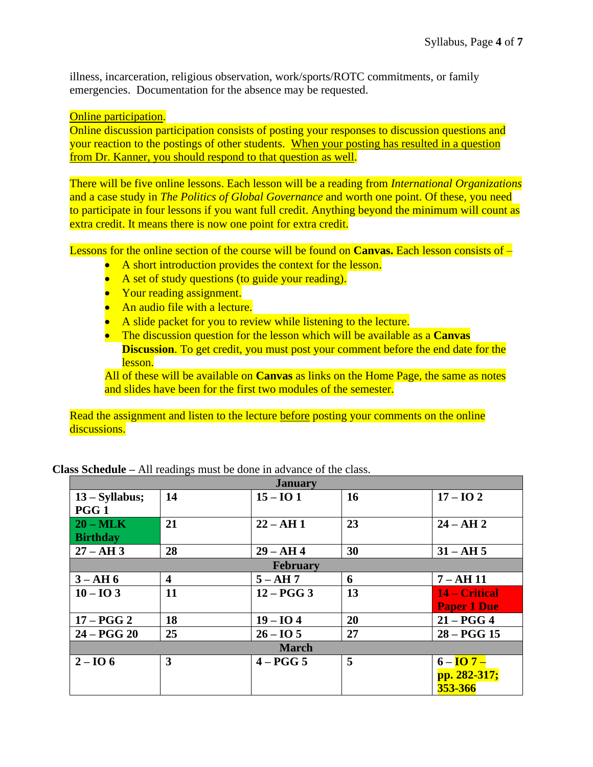illness, incarceration, religious observation, work/sports/ROTC commitments, or family emergencies. Documentation for the absence may be requested.

Online participation.
Online discussion participation consists of posting your responses to discussion questions and your reaction to the postings of other students. When your posting has resulted in a question from Dr. Kanner, you should respond to that question as well.

There will be five online lessons. Each lesson will be a reading from *International Organizations* and a case study in *The Politics of Global Governance* and worth one point. Of these, you need to participate in four lessons if you want full credit. Anything beyond the minimum will count as extra credit. It means there is now one point for extra credit.

Lessons for the online section of the course will be found on **Canvas.** Each lesson consists of –

- A short introduction provides the context for the lesson.
- A set of study questions (to guide your reading).
- Your reading assignment.
- An audio file with a lecture.
- A slide packet for you to review while listening to the lecture.
- The discussion question for the lesson which will be available as a **Canvas Discussion**. To get credit, you must post your comment before the end date for the lesson.

All of these will be available on **Canvas** as links on the Home Page, the same as notes and slides have been for the first two modules of the semester.

Read the assignment and listen to the lecture before posting your comments on the online discussions.

**Class Schedule** – All readings must be done in advance of the class.

| **January** | | | | |
|---|---|---|---|---|
| **13 – Syllabus; PGG 1** | **14** | **15 – IO 1** | **16** | **17 – IO 2** |
| **20 – MLK Birthday** | **21** | **22 – AH 1** | **23** | **24 – AH 2** |
| **27 – AH 3** | **28** | **29 – AH 4** | **30** | **31 – AH 5** |
| **February** | | | | |
| **3 – AH 6** | **4** | **5 – AH 7** | **6** | **7 – AH 11** |
| **10 – IO 3** | **11** | **12 – PGG 3** | **13** | **14 – Critical Paper 1 Due** |
| **17 – PGG 2** | **18** | **19 – IO 4** | **20** | **21 – PGG 4** |
| **24 – PGG 20** | **25** | **26 – IO 5** | **27** | **28 – PGG 15** |
| **March** | | | | |
| **2 – IO 6** | **3** | **4 – PGG 5** | **5** | **6 – IO 7 – pp. 282-317; 353-366** |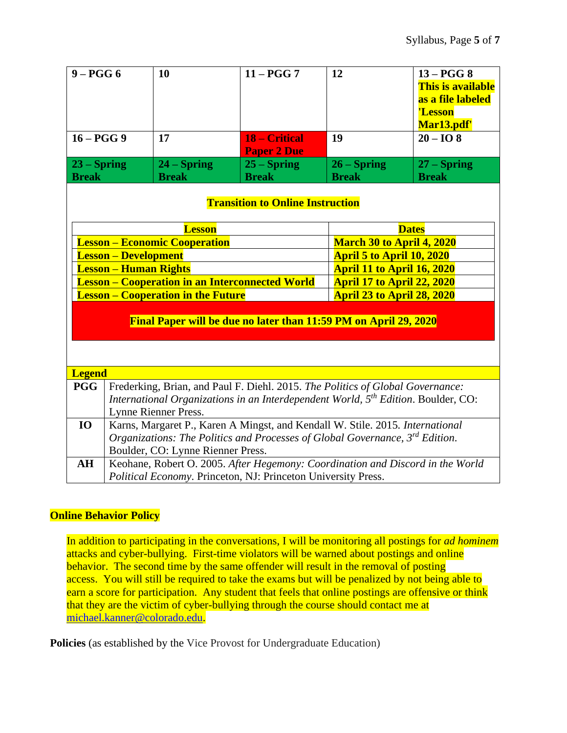| 9 – PGG 6 | 10 | 11 – PGG 7 | 12 | 13 – PGG 8 This is available as a file labeled 'Lesson Mar13.pdf' |
|---|---|---|---|---|
| 16 – PGG 9 | 17 | 18 – Critical Paper 2 Due | 19 | 20 – IO 8 |
| 23 – Spring Break | 24 – Spring Break | 25 – Spring Break | 26 – Spring Break | 27 – Spring Break |

**Transition to Online Instruction**

| Lesson | Dates |
|---|---|
| Lesson – Economic Cooperation | March 30 to April 4, 2020 |
| Lesson – Development | April 5 to April 10, 2020 |
| Lesson – Human Rights | April 11 to April 16, 2020 |
| Lesson – Cooperation in an Interconnected World | April 17 to April 22, 2020 |
| Lesson – Cooperation in the Future | April 23 to April 28, 2020 |

**Final Paper will be due no later than 11:59 PM on April 29, 2020**

**Legend**

| | |
|---|---|
| **PGG** | Frederking, Brian, and Paul F. Diehl. 2015. *The Politics of Global Governance: International Organizations in an Interdependent World, 5th Edition*. Boulder, CO: Lynne Rienner Press. |
| **IO** | Karns, Margaret P., Karen A Mingst, and Kendall W. Stile. 2015. *International Organizations: The Politics and Processes of Global Governance, 3rd Edition*. Boulder, CO: Lynne Rienner Press. |
| **AH** | Keohane, Robert O. 2005. *After Hegemony: Coordination and Discord in the World Political Economy*. Princeton, NJ: Princeton University Press. |

**Online Behavior Policy**

In addition to participating in the conversations, I will be monitoring all postings for *ad hominem* attacks and cyber-bullying. First-time violators will be warned about postings and online behavior. The second time by the same offender will result in the removal of posting access. You will still be required to take the exams but will be penalized by not being able to earn a score for participation. Any student that feels that online postings are offensive or think that they are the victim of cyber-bullying through the course should contact me at michael.kanner@colorado.edu.

**Policies** (as established by the Vice Provost for Undergraduate Education)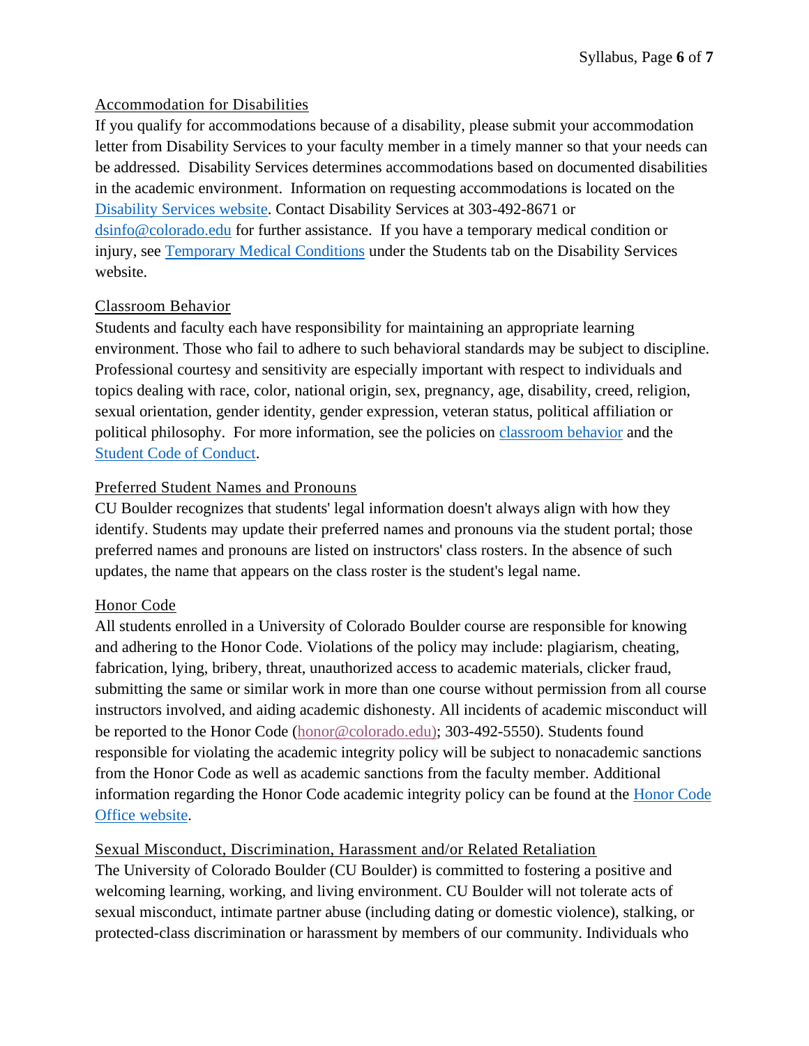## Accommodation for Disabilities

If you qualify for accommodations because of a disability, please submit your accommodation letter from Disability Services to your faculty member in a timely manner so that your needs can be addressed. Disability Services determines accommodations based on documented disabilities in the academic environment. Information on requesting accommodations is located on the Disability Services website. Contact Disability Services at 303-492-8671 or dsinfo@colorado.edu for further assistance. If you have a temporary medical condition or injury, see Temporary Medical Conditions under the Students tab on the Disability Services website.

## Classroom Behavior

Students and faculty each have responsibility for maintaining an appropriate learning environment. Those who fail to adhere to such behavioral standards may be subject to discipline. Professional courtesy and sensitivity are especially important with respect to individuals and topics dealing with race, color, national origin, sex, pregnancy, age, disability, creed, religion, sexual orientation, gender identity, gender expression, veteran status, political affiliation or political philosophy. For more information, see the policies on classroom behavior and the Student Code of Conduct.

## Preferred Student Names and Pronouns

CU Boulder recognizes that students' legal information doesn't always align with how they identify. Students may update their preferred names and pronouns via the student portal; those preferred names and pronouns are listed on instructors' class rosters. In the absence of such updates, the name that appears on the class roster is the student's legal name.

## Honor Code

All students enrolled in a University of Colorado Boulder course are responsible for knowing and adhering to the Honor Code. Violations of the policy may include: plagiarism, cheating, fabrication, lying, bribery, threat, unauthorized access to academic materials, clicker fraud, submitting the same or similar work in more than one course without permission from all course instructors involved, and aiding academic dishonesty. All incidents of academic misconduct will be reported to the Honor Code (honor@colorado.edu); 303-492-5550). Students found responsible for violating the academic integrity policy will be subject to nonacademic sanctions from the Honor Code as well as academic sanctions from the faculty member. Additional information regarding the Honor Code academic integrity policy can be found at the Honor Code Office website.

## Sexual Misconduct, Discrimination, Harassment and/or Related Retaliation

The University of Colorado Boulder (CU Boulder) is committed to fostering a positive and welcoming learning, working, and living environment. CU Boulder will not tolerate acts of sexual misconduct, intimate partner abuse (including dating or domestic violence), stalking, or protected-class discrimination or harassment by members of our community. Individuals who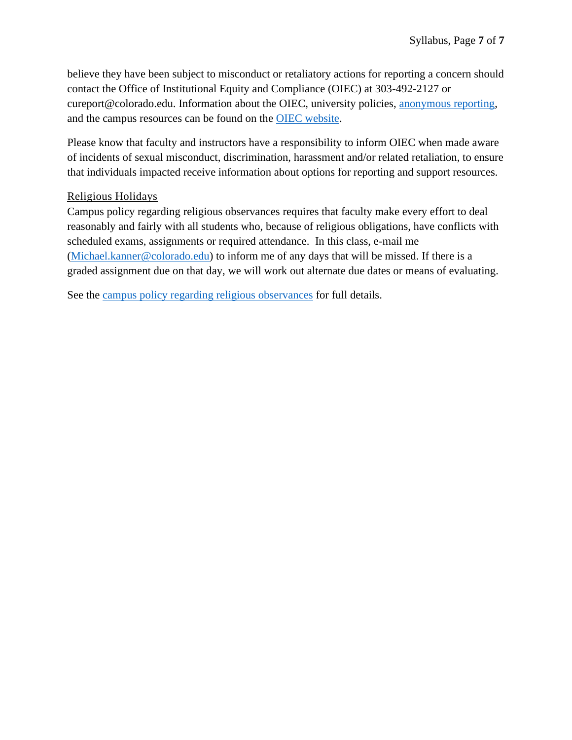believe they have been subject to misconduct or retaliatory actions for reporting a concern should contact the Office of Institutional Equity and Compliance (OIEC) at 303-492-2127 or cureport@colorado.edu. Information about the OIEC, university policies, anonymous reporting, and the campus resources can be found on the OIEC website.

Please know that faculty and instructors have a responsibility to inform OIEC when made aware of incidents of sexual misconduct, discrimination, harassment and/or related retaliation, to ensure that individuals impacted receive information about options for reporting and support resources.

Religious Holidays

Campus policy regarding religious observances requires that faculty make every effort to deal reasonably and fairly with all students who, because of religious obligations, have conflicts with scheduled exams, assignments or required attendance. In this class, e-mail me (Michael.kanner@colorado.edu) to inform me of any days that will be missed. If there is a graded assignment due on that day, we will work out alternate due dates or means of evaluating.

See the campus policy regarding religious observances for full details.